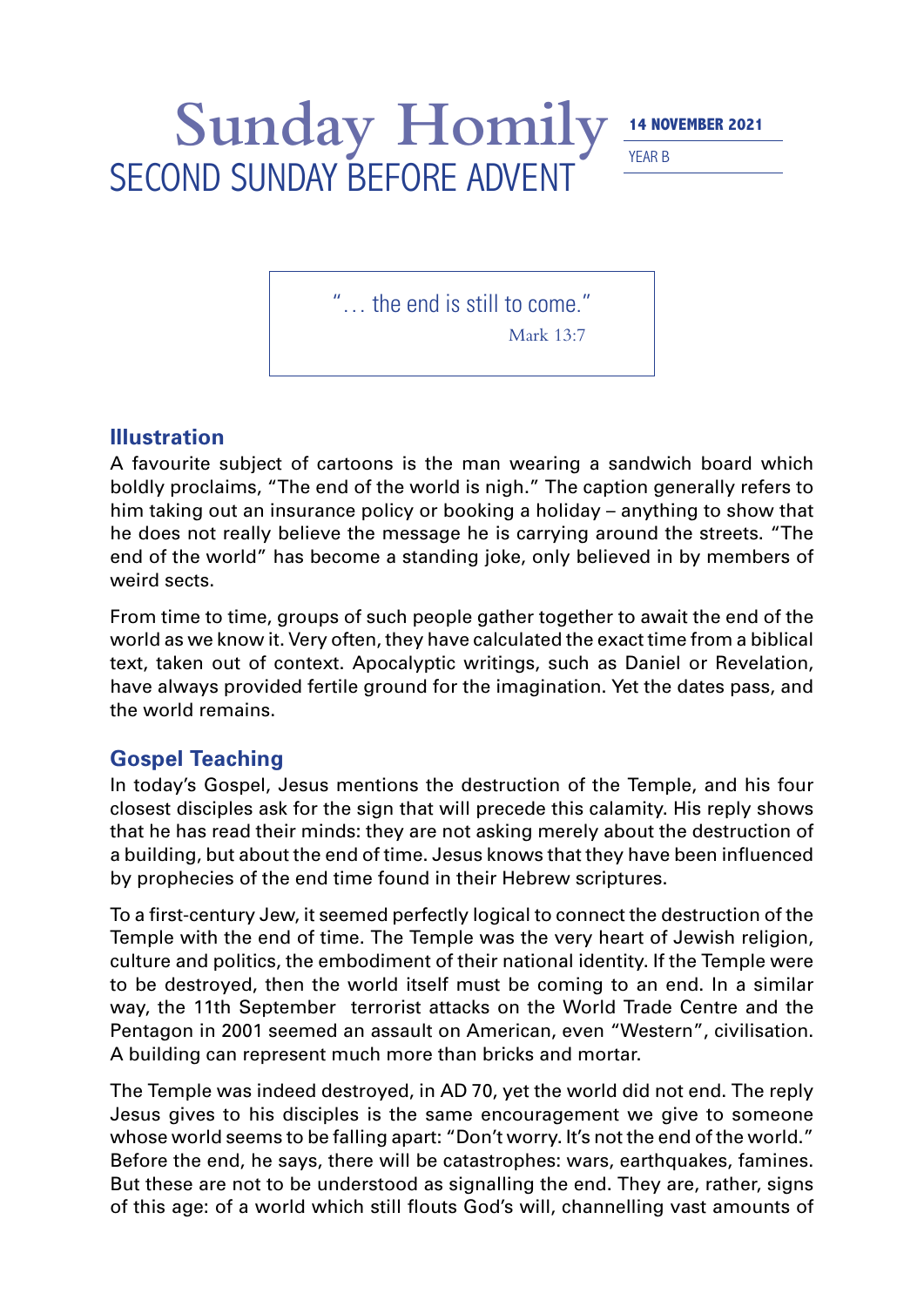# Sunday Homily

## SECOND SUNDAY BEFORE ADVENT

**14 NOVEMBER 2021**

YEAR B

> "… the end is still to come."
>
> Mark 13:7

### Illustration

A favourite subject of cartoons is the man wearing a sandwich board which boldly proclaims, "The end of the world is nigh." The caption generally refers to him taking out an insurance policy or booking a holiday – anything to show that he does not really believe the message he is carrying around the streets. "The end of the world" has become a standing joke, only believed in by members of weird sects.

From time to time, groups of such people gather together to await the end of the world as we know it. Very often, they have calculated the exact time from a biblical text, taken out of context. Apocalyptic writings, such as Daniel or Revelation, have always provided fertile ground for the imagination. Yet the dates pass, and the world remains.

### Gospel Teaching

In today's Gospel, Jesus mentions the destruction of the Temple, and his four closest disciples ask for the sign that will precede this calamity. His reply shows that he has read their minds: they are not asking merely about the destruction of a building, but about the end of time. Jesus knows that they have been influenced by prophecies of the end time found in their Hebrew scriptures.

To a first-century Jew, it seemed perfectly logical to connect the destruction of the Temple with the end of time. The Temple was the very heart of Jewish religion, culture and politics, the embodiment of their national identity. If the Temple were to be destroyed, then the world itself must be coming to an end. In a similar way, the 11th September terrorist attacks on the World Trade Centre and the Pentagon in 2001 seemed an assault on American, even "Western", civilisation. A building can represent much more than bricks and mortar.

The Temple was indeed destroyed, in AD 70, yet the world did not end. The reply Jesus gives to his disciples is the same encouragement we give to someone whose world seems to be falling apart: "Don't worry. It's not the end of the world." Before the end, he says, there will be catastrophes: wars, earthquakes, famines. But these are not to be understood as signalling the end. They are, rather, signs of this age: of a world which still flouts God's will, channelling vast amounts of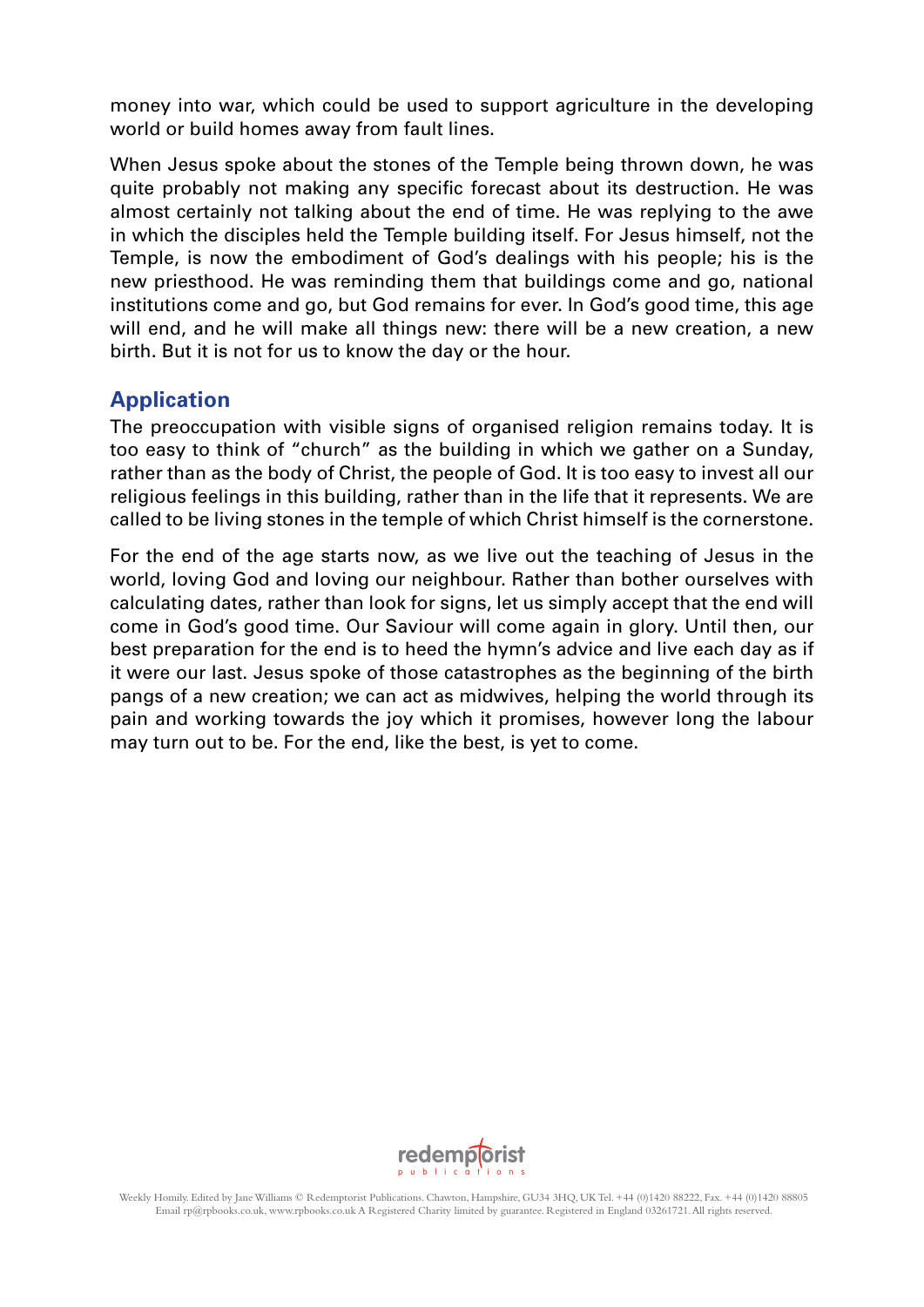money into war, which could be used to support agriculture in the developing world or build homes away from fault lines.

When Jesus spoke about the stones of the Temple being thrown down, he was quite probably not making any specific forecast about its destruction. He was almost certainly not talking about the end of time. He was replying to the awe in which the disciples held the Temple building itself. For Jesus himself, not the Temple, is now the embodiment of God's dealings with his people; his is the new priesthood. He was reminding them that buildings come and go, national institutions come and go, but God remains for ever. In God's good time, this age will end, and he will make all things new: there will be a new creation, a new birth. But it is not for us to know the day or the hour.

## Application

The preoccupation with visible signs of organised religion remains today. It is too easy to think of "church" as the building in which we gather on a Sunday, rather than as the body of Christ, the people of God. It is too easy to invest all our religious feelings in this building, rather than in the life that it represents. We are called to be living stones in the temple of which Christ himself is the cornerstone.

For the end of the age starts now, as we live out the teaching of Jesus in the world, loving God and loving our neighbour. Rather than bother ourselves with calculating dates, rather than look for signs, let us simply accept that the end will come in God's good time. Our Saviour will come again in glory. Until then, our best preparation for the end is to heed the hymn's advice and live each day as if it were our last. Jesus spoke of those catastrophes as the beginning of the birth pangs of a new creation; we can act as midwives, helping the world through its pain and working towards the joy which it promises, however long the labour may turn out to be. For the end, like the best, is yet to come.

redemptorist publications

Weekly Homily. Edited by Jane Williams © Redemptorist Publications. Chawton, Hampshire, GU34 3HQ, UK Tel. +44 (0)1420 88222, Fax. +44 (0)1420 88805 Email rp@rpbooks.co.uk, www.rpbooks.co.uk A Registered Charity limited by guarantee. Registered in England 03261721. All rights reserved.